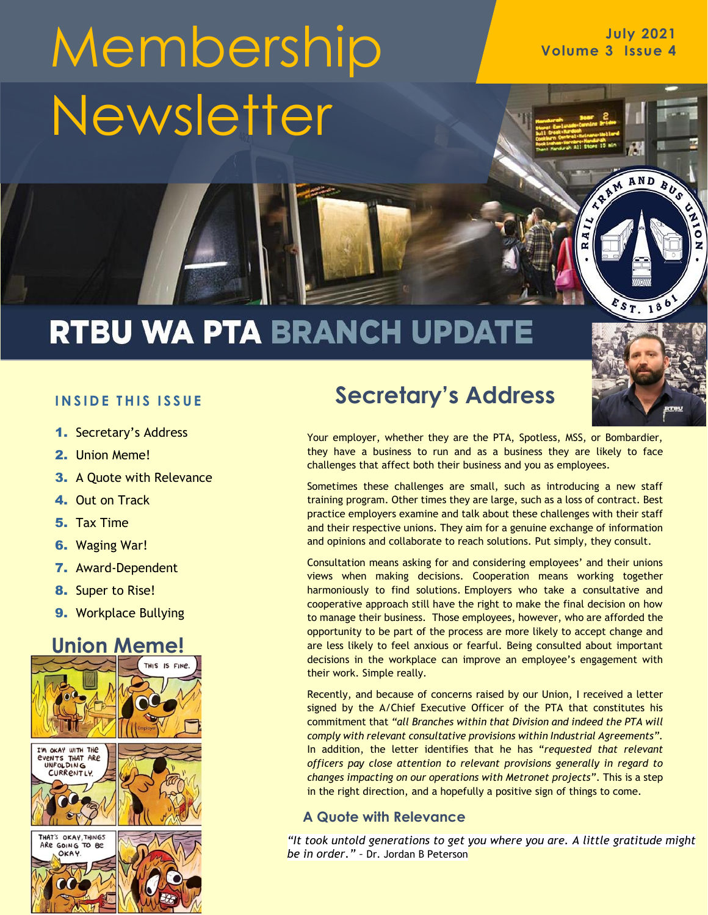# Membership Newsletter

July 2021
Volume 3 Issue 4

## RTBU WA PTA BRANCH UPDATE

### INSIDE THIS ISSUE

1. Secretary's Address
2. Union Meme!
3. A Quote with Relevance
4. Out on Track
5. Tax Time
6. Waging War!
7. Award-Dependent
8. Super to Rise!
9. Workplace Bullying

## Union Meme!

## Secretary's Address

Your employer, whether they are the PTA, Spotless, MSS, or Bombardier, they have a business to run and as a business they are likely to face challenges that affect both their business and you as employees.

Sometimes these challenges are small, such as introducing a new staff training program. Other times they are large, such as a loss of contract. Best practice employers examine and talk about these challenges with their staff and their respective unions. They aim for a genuine exchange of information and opinions and collaborate to reach solutions. Put simply, they consult.

Consultation means asking for and considering employees' and their unions views when making decisions. Cooperation means working together harmoniously to find solutions. Employers who take a consultative and cooperative approach still have the right to make the final decision on how to manage their business. Those employees, however, who are afforded the opportunity to be part of the process are more likely to accept change and are less likely to feel anxious or fearful. Being consulted about important decisions in the workplace can improve an employee's engagement with their work. Simple really.

Recently, and because of concerns raised by our Union, I received a letter signed by the A/Chief Executive Officer of the PTA that constitutes his commitment that *"all Branches within that Division and indeed the PTA will comply with relevant consultative provisions within Industrial Agreements"*. In addition, the letter identifies that he has "*requested that relevant officers pay close attention to relevant provisions generally in regard to changes impacting on our operations with Metronet projects*". This is a step in the right direction, and a hopefully a positive sign of things to come.

### A Quote with Relevance

*"It took untold generations to get you where you are. A little gratitude might be in order."* – Dr. Jordan B Peterson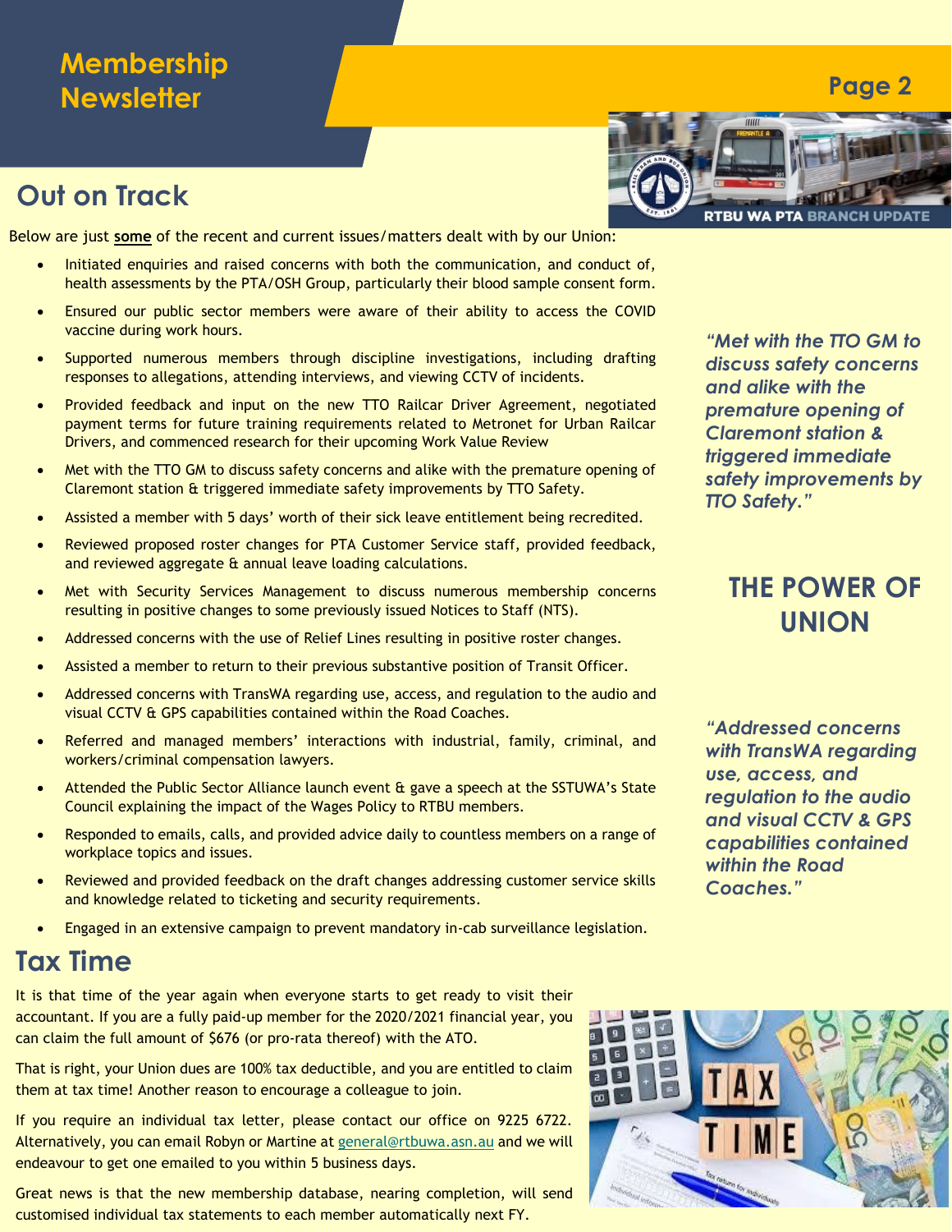# Membership Newsletter

## Out on Track

Below are just **some** of the recent and current issues/matters dealt with by our Union:

- Initiated enquiries and raised concerns with both the communication, and conduct of, health assessments by the PTA/OSH Group, particularly their blood sample consent form.
- Ensured our public sector members were aware of their ability to access the COVID vaccine during work hours.
- Supported numerous members through discipline investigations, including drafting responses to allegations, attending interviews, and viewing CCTV of incidents.
- Provided feedback and input on the new TTO Railcar Driver Agreement, negotiated payment terms for future training requirements related to Metronet for Urban Railcar Drivers, and commenced research for their upcoming Work Value Review
- Met with the TTO GM to discuss safety concerns and alike with the premature opening of Claremont station & triggered immediate safety improvements by TTO Safety.
- Assisted a member with 5 days' worth of their sick leave entitlement being recredited.
- Reviewed proposed roster changes for PTA Customer Service staff, provided feedback, and reviewed aggregate & annual leave loading calculations.
- Met with Security Services Management to discuss numerous membership concerns resulting in positive changes to some previously issued Notices to Staff (NTS).
- Addressed concerns with the use of Relief Lines resulting in positive roster changes.
- Assisted a member to return to their previous substantive position of Transit Officer.
- Addressed concerns with TransWA regarding use, access, and regulation to the audio and visual CCTV & GPS capabilities contained within the Road Coaches.
- Referred and managed members' interactions with industrial, family, criminal, and workers/criminal compensation lawyers.
- Attended the Public Sector Alliance launch event & gave a speech at the SSTUWA's State Council explaining the impact of the Wages Policy to RTBU members.
- Responded to emails, calls, and provided advice daily to countless members on a range of workplace topics and issues.
- Reviewed and provided feedback on the draft changes addressing customer service skills and knowledge related to ticketing and security requirements.
- Engaged in an extensive campaign to prevent mandatory in-cab surveillance legislation.

*"Met with the TTO GM to discuss safety concerns and alike with the premature opening of Claremont station & triggered immediate safety improvements by TTO Safety."*

**THE POWER OF UNION**

*"Addressed concerns with TransWA regarding use, access, and regulation to the audio and visual CCTV & GPS capabilities contained within the Road Coaches."*

## Tax Time

It is that time of the year again when everyone starts to get ready to visit their accountant. If you are a fully paid-up member for the 2020/2021 financial year, you can claim the full amount of $676 (or pro-rata thereof) with the ATO.

That is right, your Union dues are 100% tax deductible, and you are entitled to claim them at tax time! Another reason to encourage a colleague to join.

If you require an individual tax letter, please contact our office on 9225 6722. Alternatively, you can email Robyn or Martine at general@rtbuwa.asn.au and we will endeavour to get one emailed to you within 5 business days.

Great news is that the new membership database, nearing completion, will send customised individual tax statements to each member automatically next FY.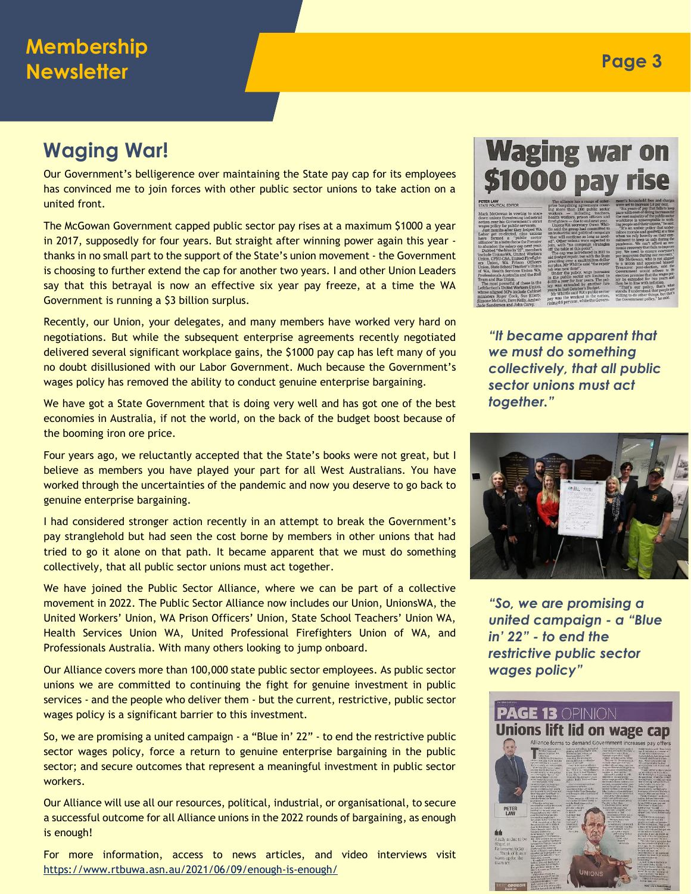## Waging War!

Our Government's belligerence over maintaining the State pay cap for its employees has convinced me to join forces with other public sector unions to take action on a united front.

The McGowan Government capped public sector pay rises at a maximum $1000 a year in 2017, supposedly for four years. But straight after winning power again this year - thanks in no small part to the support of the State's union movement - the Government is choosing to further extend the cap for another two years. I and other Union Leaders say that this betrayal is now an effective six year pay freeze, at a time the WA Government is running a $3 billion surplus.

Recently, our Union, your delegates, and many members have worked very hard on negotiations. But while the subsequent enterprise agreements recently negotiated delivered several significant workplace gains, the $1000 pay cap has left many of you no doubt disillusioned with our Labor Government. Much because the Government's wages policy has removed the ability to conduct genuine enterprise bargaining.

We have got a State Government that is doing very well and has got one of the best economies in Australia, if not the world, on the back of the budget boost because of the booming iron ore price.

Four years ago, we reluctantly accepted that the State's books were not great, but I believe as members you have played your part for all West Australians. You have worked through the uncertainties of the pandemic and now you deserve to go back to genuine enterprise bargaining.

I had considered stronger action recently in an attempt to break the Government's pay stranglehold but had seen the cost borne by members in other unions that had tried to go it alone on that path. It became apparent that we must do something collectively, that all public sector unions must act together.

We have joined the Public Sector Alliance, where we can be part of a collective movement in 2022. The Public Sector Alliance now includes our Union, UnionsWA, the United Workers' Union, WA Prison Officers' Union, State School Teachers' Union WA, Health Services Union WA, United Professional Firefighters Union of WA, and Professionals Australia. With many others looking to jump onboard.

Our Alliance covers more than 100,000 state public sector employees. As public sector unions we are committed to continuing the fight for genuine investment in public services - and the people who deliver them - but the current, restrictive, public sector wages policy is a significant barrier to this investment.

So, we are promising a united campaign - a "Blue in' 22" - to end the restrictive public sector wages policy, force a return to genuine enterprise bargaining in the public sector; and secure outcomes that represent a meaningful investment in public sector workers.

Our Alliance will use all our resources, political, industrial, or organisational, to secure a successful outcome for all Alliance unions in the 2022 rounds of bargaining, as enough is enough!

For more information, access to news articles, and video interviews visit https://www.rtbuwa.asn.au/2021/06/09/enough-is-enough/

*"It became apparent that we must do something collectively, that all public sector unions must act together."*

*"So, we are promising a united campaign - a "Blue in' 22" - to end the restrictive public sector wages policy"*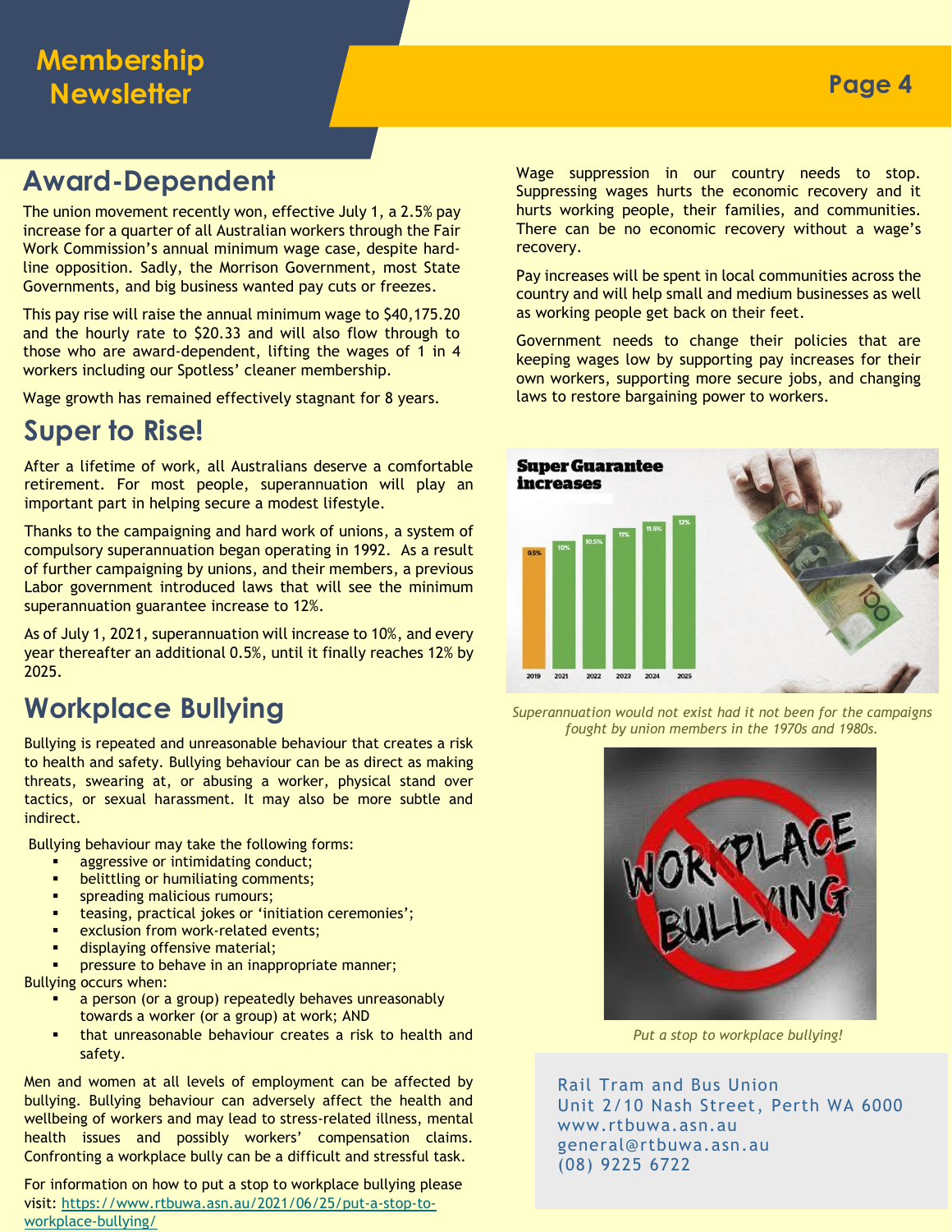## Award-Dependent

The union movement recently won, effective July 1, a 2.5% pay increase for a quarter of all Australian workers through the Fair Work Commission's annual minimum wage case, despite hard-line opposition. Sadly, the Morrison Government, most State Governments, and big business wanted pay cuts or freezes.

This pay rise will raise the annual minimum wage to $40,175.20 and the hourly rate to $20.33 and will also flow through to those who are award-dependent, lifting the wages of 1 in 4 workers including our Spotless' cleaner membership.

Wage growth has remained effectively stagnant for 8 years.

Wage suppression in our country needs to stop. Suppressing wages hurts the economic recovery and it hurts working people, their families, and communities. There can be no economic recovery without a wage's recovery.

Pay increases will be spent in local communities across the country and will help small and medium businesses as well as working people get back on their feet.

Government needs to change their policies that are keeping wages low by supporting pay increases for their own workers, supporting more secure jobs, and changing laws to restore bargaining power to workers.

## Super to Rise!

After a lifetime of work, all Australians deserve a comfortable retirement. For most people, superannuation will play an important part in helping secure a modest lifestyle.

Thanks to the campaigning and hard work of unions, a system of compulsory superannuation began operating in 1992. As a result of further campaigning by unions, and their members, a previous Labor government introduced laws that will see the minimum superannuation guarantee increase to 12%.

As of July 1, 2021, superannuation will increase to 10%, and every year thereafter an additional 0.5%, until it finally reaches 12% by 2025.

Super Guarantee increases

9.5% 10% 10.5% 11% 11.5% 12%

2019 2021 2022 2023 2024 2025

*Superannuation would not exist had it not been for the campaigns fought by union members in the 1970s and 1980s.*

## Workplace Bullying

Bullying is repeated and unreasonable behaviour that creates a risk to health and safety. Bullying behaviour can be as direct as making threats, swearing at, or abusing a worker, physical stand over tactics, or sexual harassment. It may also be more subtle and indirect.

Bullying behaviour may take the following forms:

- aggressive or intimidating conduct;
- belittling or humiliating comments;
- spreading malicious rumours;
- teasing, practical jokes or 'initiation ceremonies';
- exclusion from work-related events;
- displaying offensive material;
- pressure to behave in an inappropriate manner;

Bullying occurs when:

- a person (or a group) repeatedly behaves unreasonably towards a worker (or a group) at work; AND
- that unreasonable behaviour creates a risk to health and safety.

Men and women at all levels of employment can be affected by bullying. Bullying behaviour can adversely affect the health and wellbeing of workers and may lead to stress-related illness, mental health issues and possibly workers' compensation claims. Confronting a workplace bully can be a difficult and stressful task.

For information on how to put a stop to workplace bullying please visit: [https://www.rtbuwa.asn.au/2021/06/25/put-a-stop-to-workplace-bullying/](https://www.rtbuwa.asn.au/2021/06/25/put-a-stop-to-workplace-bullying/)

WORKPLACE BULLYING

*Put a stop to workplace bullying!*

Rail Tram and Bus Union
Unit 2/10 Nash Street, Perth WA 6000
www.rtbuwa.asn.au
general@rtbuwa.asn.au
(08) 9225 6722